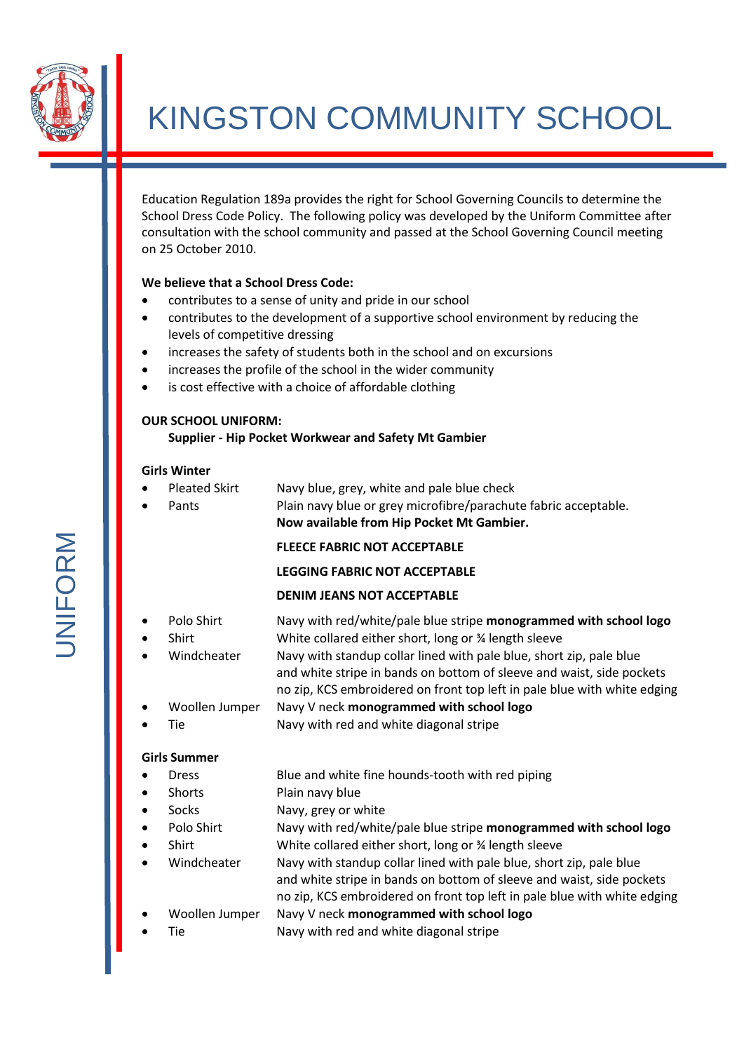# KINGSTON COMMUNITY SCHOOL

UNIFORM

Education Regulation 189a provides the right for School Governing Councils to determine the School Dress Code Policy. The following policy was developed by the Uniform Committee after consultation with the school community and passed at the School Governing Council meeting on 25 October 2010.

**We believe that a School Dress Code:**

- contributes to a sense of unity and pride in our school
- contributes to the development of a supportive school environment by reducing the levels of competitive dressing
- increases the safety of students both in the school and on excursions
- increases the profile of the school in the wider community
- is cost effective with a choice of affordable clothing

**OUR SCHOOL UNIFORM:**

**Supplier - Hip Pocket Workwear and Safety Mt Gambier**

**Girls Winter**

- Pleated Skirt — Navy blue, grey, white and pale blue check
- Pants — Plain navy blue or grey microfibre/parachute fabric acceptable. **Now available from Hip Pocket Mt Gambier.**

  **FLEECE FABRIC NOT ACCEPTABLE**

  **LEGGING FABRIC NOT ACCEPTABLE**

  **DENIM JEANS NOT ACCEPTABLE**
- Polo Shirt — Navy with red/white/pale blue stripe **monogrammed with school logo**
- Shirt — White collared either short, long or ¾ length sleeve
- Windcheater — Navy with standup collar lined with pale blue, short zip, pale blue and white stripe in bands on bottom of sleeve and waist, side pockets no zip, KCS embroidered on front top left in pale blue with white edging
- Woollen Jumper — Navy V neck **monogrammed with school logo**
- Tie — Navy with red and white diagonal stripe

**Girls Summer**

- Dress — Blue and white fine hounds-tooth with red piping
- Shorts — Plain navy blue
- Socks — Navy, grey or white
- Polo Shirt — Navy with red/white/pale blue stripe **monogrammed with school logo**
- Shirt — White collared either short, long or ¾ length sleeve
- Windcheater — Navy with standup collar lined with pale blue, short zip, pale blue and white stripe in bands on bottom of sleeve and waist, side pockets no zip, KCS embroidered on front top left in pale blue with white edging
- Woollen Jumper — Navy V neck **monogrammed with school logo**
- Tie — Navy with red and white diagonal stripe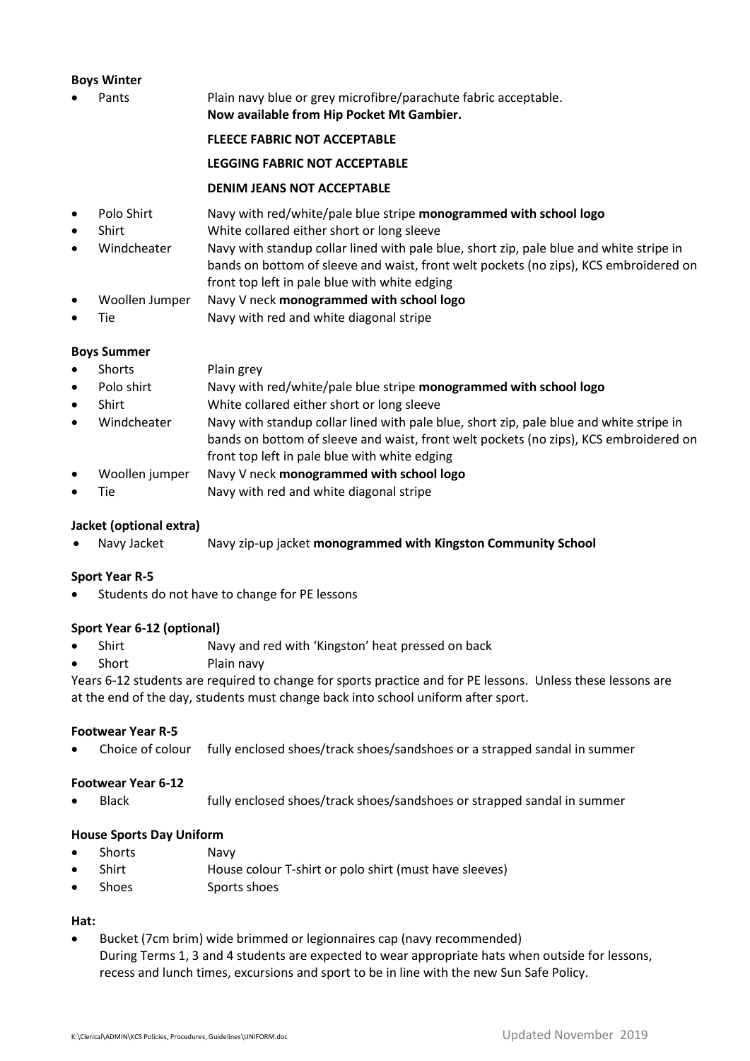**Boys Winter**

- Pants — Plain navy blue or grey microfibre/parachute fabric acceptable.
  **Now available from Hip Pocket Mt Gambier.**

  **FLEECE FABRIC NOT ACCEPTABLE**

  **LEGGING FABRIC NOT ACCEPTABLE**

  **DENIM JEANS NOT ACCEPTABLE**

- Polo Shirt — Navy with red/white/pale blue stripe **monogrammed with school logo**
- Shirt — White collared either short or long sleeve
- Windcheater — Navy with standup collar lined with pale blue, short zip, pale blue and white stripe in bands on bottom of sleeve and waist, front welt pockets (no zips), KCS embroidered on front top left in pale blue with white edging
- Woollen Jumper — Navy V neck **monogrammed with school logo**
- Tie — Navy with red and white diagonal stripe

**Boys Summer**

- Shorts — Plain grey
- Polo shirt — Navy with red/white/pale blue stripe **monogrammed with school logo**
- Shirt — White collared either short or long sleeve
- Windcheater — Navy with standup collar lined with pale blue, short zip, pale blue and white stripe in bands on bottom of sleeve and waist, front welt pockets (no zips), KCS embroidered on front top left in pale blue with white edging
- Woollen jumper — Navy V neck **monogrammed with school logo**
- Tie — Navy with red and white diagonal stripe

**Jacket (optional extra)**

- Navy Jacket — Navy zip-up jacket **monogrammed with Kingston Community School**

**Sport Year R-5**

- Students do not have to change for PE lessons

**Sport Year 6-12 (optional)**

- Shirt — Navy and red with 'Kingston' heat pressed on back
- Short — Plain navy

Years 6-12 students are required to change for sports practice and for PE lessons. Unless these lessons are at the end of the day, students must change back into school uniform after sport.

**Footwear Year R-5**

- Choice of colour — fully enclosed shoes/track shoes/sandshoes or a strapped sandal in summer

**Footwear Year 6-12**

- Black — fully enclosed shoes/track shoes/sandshoes or strapped sandal in summer

**House Sports Day Uniform**

- Shorts — Navy
- Shirt — House colour T-shirt or polo shirt (must have sleeves)
- Shoes — Sports shoes

**Hat:**

- Bucket (7cm brim) wide brimmed or legionnaires cap (navy recommended)
  During Terms 1, 3 and 4 students are expected to wear appropriate hats when outside for lessons, recess and lunch times, excursions and sport to be in line with the new Sun Safe Policy.

K:\Clerical\ADMIN\KCS Policies, Procedures, Guidelines\UNIFORM.doc — Updated November 2019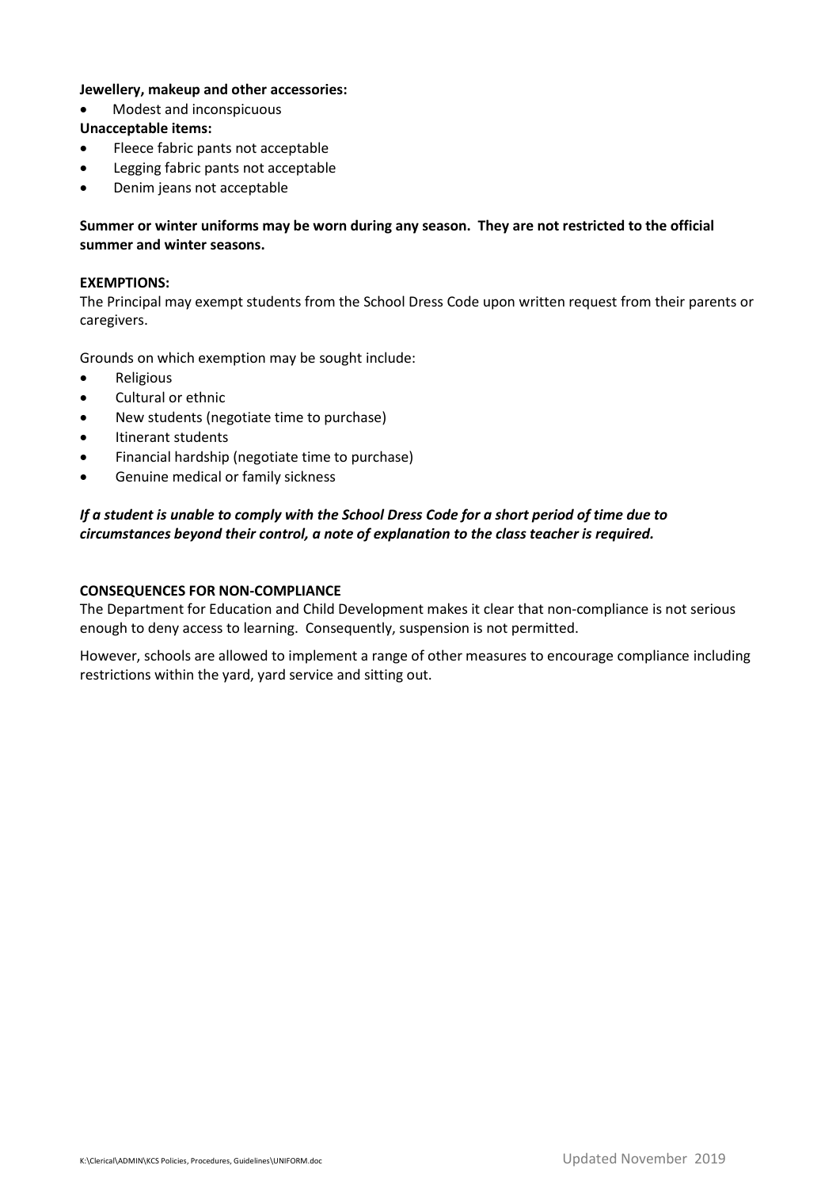**Jewellery, makeup and other accessories:**

- Modest and inconspicuous

**Unacceptable items:**

- Fleece fabric pants not acceptable
- Legging fabric pants not acceptable
- Denim jeans not acceptable

**Summer or winter uniforms may be worn during any season. They are not restricted to the official summer and winter seasons.**

**EXEMPTIONS:**

The Principal may exempt students from the School Dress Code upon written request from their parents or caregivers.

Grounds on which exemption may be sought include:

- Religious
- Cultural or ethnic
- New students (negotiate time to purchase)
- Itinerant students
- Financial hardship (negotiate time to purchase)
- Genuine medical or family sickness

***If a student is unable to comply with the School Dress Code for a short period of time due to circumstances beyond their control, a note of explanation to the class teacher is required.***

**CONSEQUENCES FOR NON-COMPLIANCE**

The Department for Education and Child Development makes it clear that non-compliance is not serious enough to deny access to learning. Consequently, suspension is not permitted.

However, schools are allowed to implement a range of other measures to encourage compliance including restrictions within the yard, yard service and sitting out.